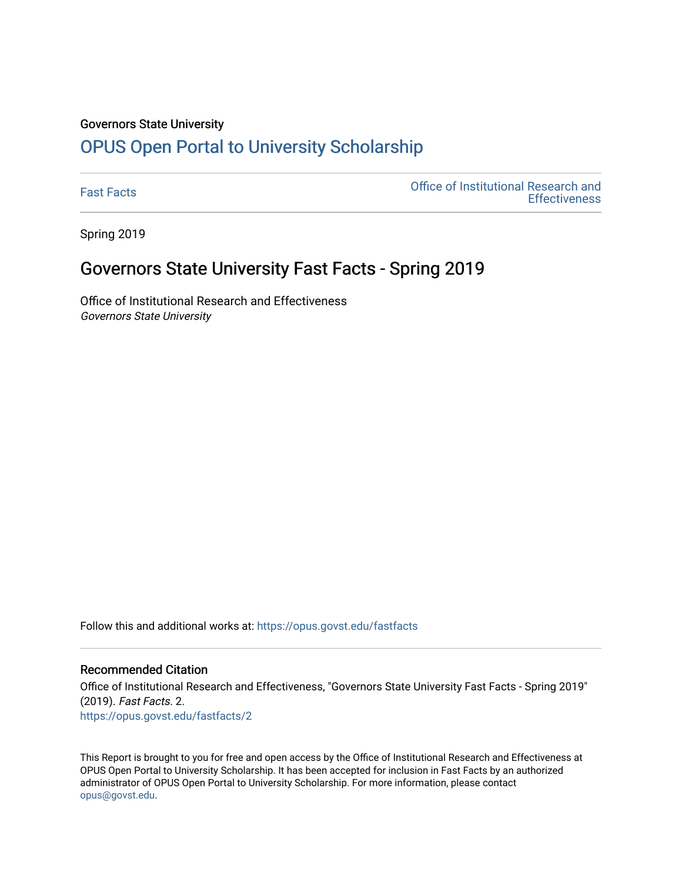Governors State University

# OPUS Open Portal to University Scholarship

Fast Facts | Office of Institutional Research and Effectiveness

Spring 2019

## Governors State University Fast Facts - Spring 2019

Office of Institutional Research and Effectiveness
*Governors State University*

Follow this and additional works at: https://opus.govst.edu/fastfacts

### Recommended Citation

Office of Institutional Research and Effectiveness, "Governors State University Fast Facts - Spring 2019" (2019). *Fast Facts*. 2.
https://opus.govst.edu/fastfacts/2

This Report is brought to you for free and open access by the Office of Institutional Research and Effectiveness at OPUS Open Portal to University Scholarship. It has been accepted for inclusion in Fast Facts by an authorized administrator of OPUS Open Portal to University Scholarship. For more information, please contact opus@govst.edu.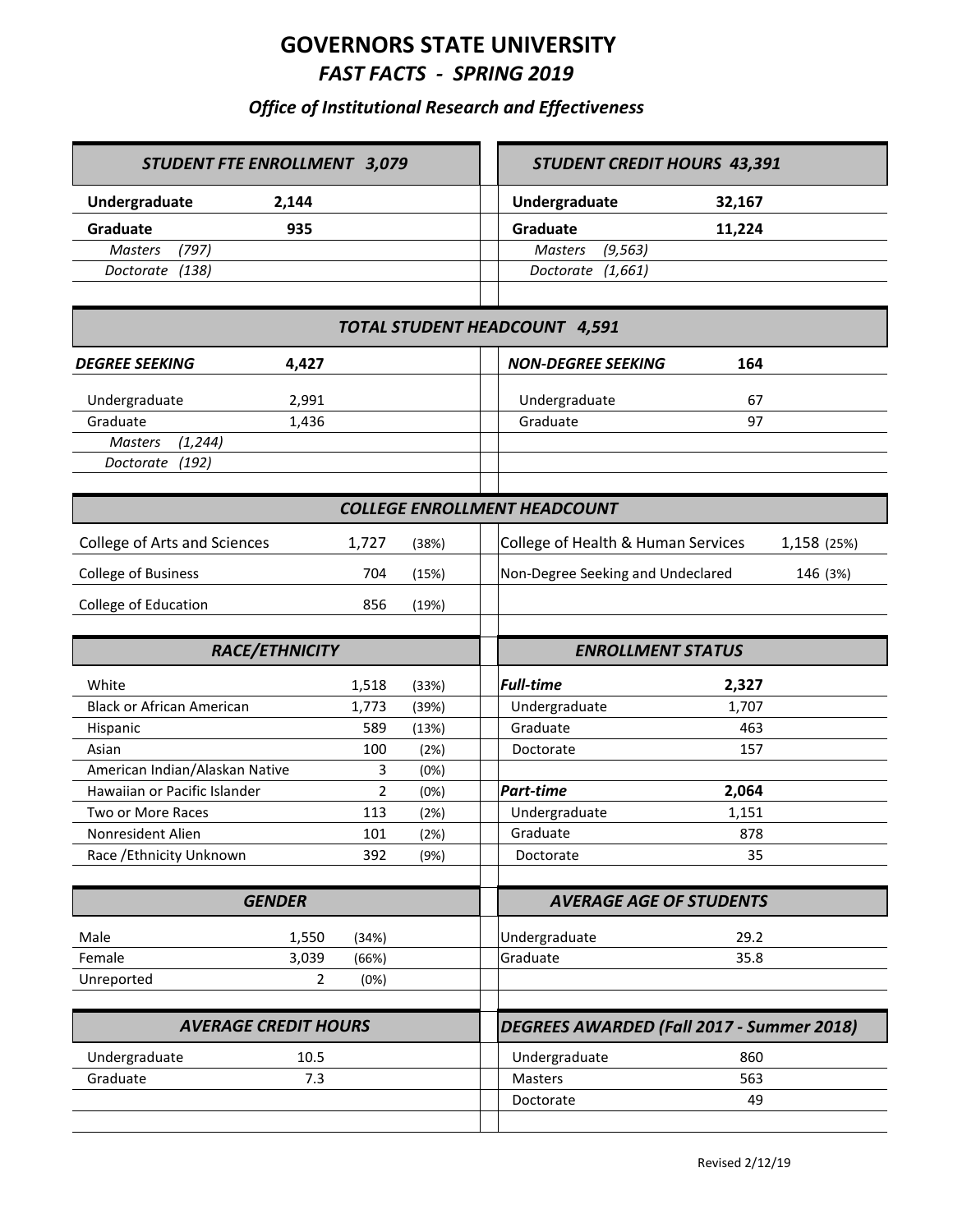# GOVERNORS STATE UNIVERSITY

## *FAST FACTS - SPRING 2019*

### *Office of Institutional Research and Effectiveness*

| *STUDENT FTE ENROLLMENT 3,079* | |
|---|---|
| **Undergraduate** | **2,144** |
| **Graduate** | **935** |
| *Masters (797)* | |
| *Doctorate (138)* | |

| *STUDENT CREDIT HOURS 43,391* | |
|---|---|
| **Undergraduate** | **32,167** |
| **Graduate** | **11,224** |
| *Masters (9,563)* | |
| *Doctorate (1,661)* | |

## *TOTAL STUDENT HEADCOUNT 4,591*

| ***DEGREE SEEKING*** | **4,427** |
|---|---|
| Undergraduate | 2,991 |
| Graduate | 1,436 |
| *Masters (1,244)* | |
| *Doctorate (192)* | |

| ***NON-DEGREE SEEKING*** | **164** |
|---|---|
| Undergraduate | 67 |
| Graduate | 97 |

## *COLLEGE ENROLLMENT HEADCOUNT*

| | | |
|---|---|---|
| College of Arts and Sciences | 1,727 | (38%) |
| College of Business | 704 | (15%) |
| College of Education | 856 | (19%) |
| College of Health & Human Services | 1,158 | (25%) |
| Non-Degree Seeking and Undeclared | 146 | (3%) |

| *RACE/ETHNICITY* | | |
|---|---|---|
| White | 1,518 | (33%) |
| Black or African American | 1,773 | (39%) |
| Hispanic | 589 | (13%) |
| Asian | 100 | (2%) |
| American Indian/Alaskan Native | 3 | (0%) |
| Hawaiian or Pacific Islander | 2 | (0%) |
| Two or More Races | 113 | (2%) |
| Nonresident Alien | 101 | (2%) |
| Race /Ethnicity Unknown | 392 | (9%) |

| *ENROLLMENT STATUS* | |
|---|---|
| ***Full-time*** | **2,327** |
| Undergraduate | 1,707 |
| Graduate | 463 |
| Doctorate | 157 |
| ***Part-time*** | **2,064** |
| Undergraduate | 1,151 |
| Graduate | 878 |
| Doctorate | 35 |

| *GENDER* | | |
|---|---|---|
| Male | 1,550 | (34%) |
| Female | 3,039 | (66%) |
| Unreported | 2 | (0%) |

| *AVERAGE AGE OF STUDENTS* | |
|---|---|
| Undergraduate | 29.2 |
| Graduate | 35.8 |

| *AVERAGE CREDIT HOURS* | |
|---|---|
| Undergraduate | 10.5 |
| Graduate | 7.3 |

| *DEGREES AWARDED (Fall 2017 - Summer 2018)* | |
|---|---|
| Undergraduate | 860 |
| Masters | 563 |
| Doctorate | 49 |

Revised 2/12/19